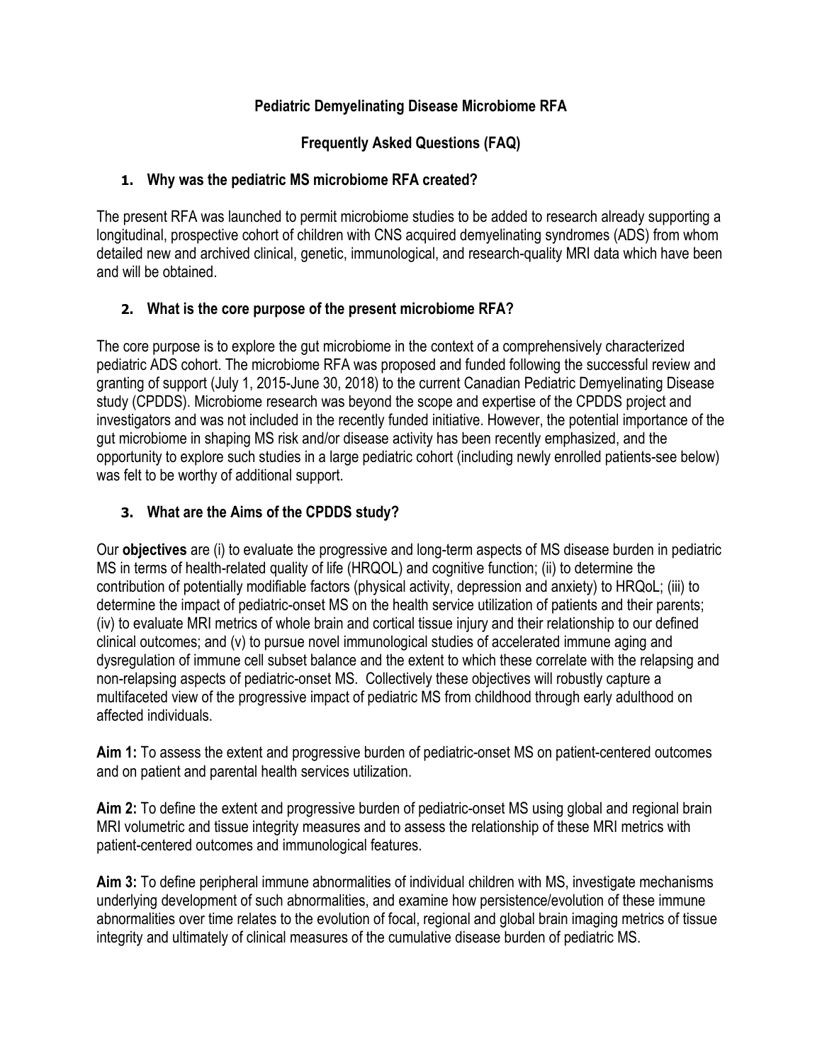# Pediatric Demyelinating Disease Microbiome RFA

## Frequently Asked Questions (FAQ)

### 1. Why was the pediatric MS microbiome RFA created?

The present RFA was launched to permit microbiome studies to be added to research already supporting a longitudinal, prospective cohort of children with CNS acquired demyelinating syndromes (ADS) from whom detailed new and archived clinical, genetic, immunological, and research-quality MRI data which have been and will be obtained.

### 2. What is the core purpose of the present microbiome RFA?

The core purpose is to explore the gut microbiome in the context of a comprehensively characterized pediatric ADS cohort. The microbiome RFA was proposed and funded following the successful review and granting of support (July 1, 2015-June 30, 2018) to the current Canadian Pediatric Demyelinating Disease study (CPDDS). Microbiome research was beyond the scope and expertise of the CPDDS project and investigators and was not included in the recently funded initiative. However, the potential importance of the gut microbiome in shaping MS risk and/or disease activity has been recently emphasized, and the opportunity to explore such studies in a large pediatric cohort (including newly enrolled patients-see below) was felt to be worthy of additional support.

### 3. What are the Aims of the CPDDS study?

Our **objectives** are (i) to evaluate the progressive and long-term aspects of MS disease burden in pediatric MS in terms of health-related quality of life (HRQOL) and cognitive function; (ii) to determine the contribution of potentially modifiable factors (physical activity, depression and anxiety) to HRQoL; (iii) to determine the impact of pediatric-onset MS on the health service utilization of patients and their parents; (iv) to evaluate MRI metrics of whole brain and cortical tissue injury and their relationship to our defined clinical outcomes; and (v) to pursue novel immunological studies of accelerated immune aging and dysregulation of immune cell subset balance and the extent to which these correlate with the relapsing and non-relapsing aspects of pediatric-onset MS. Collectively these objectives will robustly capture a multifaceted view of the progressive impact of pediatric MS from childhood through early adulthood on affected individuals.

**Aim 1:** To assess the extent and progressive burden of pediatric-onset MS on patient-centered outcomes and on patient and parental health services utilization.

**Aim 2:** To define the extent and progressive burden of pediatric-onset MS using global and regional brain MRI volumetric and tissue integrity measures and to assess the relationship of these MRI metrics with patient-centered outcomes and immunological features.

**Aim 3:** To define peripheral immune abnormalities of individual children with MS, investigate mechanisms underlying development of such abnormalities, and examine how persistence/evolution of these immune abnormalities over time relates to the evolution of focal, regional and global brain imaging metrics of tissue integrity and ultimately of clinical measures of the cumulative disease burden of pediatric MS.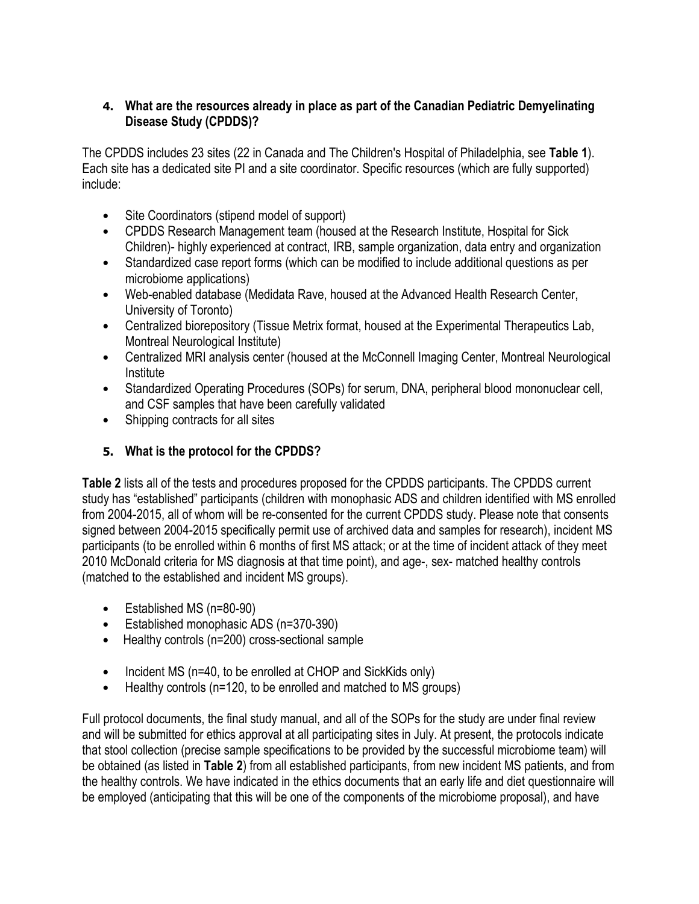## 4. What are the resources already in place as part of the Canadian Pediatric Demyelinating Disease Study (CPDDS)?

The CPDDS includes 23 sites (22 in Canada and The Children's Hospital of Philadelphia, see **Table 1**). Each site has a dedicated site PI and a site coordinator. Specific resources (which are fully supported) include:

- Site Coordinators (stipend model of support)
- CPDDS Research Management team (housed at the Research Institute, Hospital for Sick Children)- highly experienced at contract, IRB, sample organization, data entry and organization
- Standardized case report forms (which can be modified to include additional questions as per microbiome applications)
- Web-enabled database (Medidata Rave, housed at the Advanced Health Research Center, University of Toronto)
- Centralized biorepository (Tissue Metrix format, housed at the Experimental Therapeutics Lab, Montreal Neurological Institute)
- Centralized MRI analysis center (housed at the McConnell Imaging Center, Montreal Neurological Institute
- Standardized Operating Procedures (SOPs) for serum, DNA, peripheral blood mononuclear cell, and CSF samples that have been carefully validated
- Shipping contracts for all sites

## 5. What is the protocol for the CPDDS?

**Table 2** lists all of the tests and procedures proposed for the CPDDS participants. The CPDDS current study has "established" participants (children with monophasic ADS and children identified with MS enrolled from 2004-2015, all of whom will be re-consented for the current CPDDS study. Please note that consents signed between 2004-2015 specifically permit use of archived data and samples for research), incident MS participants (to be enrolled within 6 months of first MS attack; or at the time of incident attack of they meet 2010 McDonald criteria for MS diagnosis at that time point), and age-, sex- matched healthy controls (matched to the established and incident MS groups).

- Established MS (n=80-90)
- Established monophasic ADS (n=370-390)
- Healthy controls (n=200) cross-sectional sample

- Incident MS (n=40, to be enrolled at CHOP and SickKids only)
- Healthy controls (n=120, to be enrolled and matched to MS groups)

Full protocol documents, the final study manual, and all of the SOPs for the study are under final review and will be submitted for ethics approval at all participating sites in July. At present, the protocols indicate that stool collection (precise sample specifications to be provided by the successful microbiome team) will be obtained (as listed in **Table 2**) from all established participants, from new incident MS patients, and from the healthy controls. We have indicated in the ethics documents that an early life and diet questionnaire will be employed (anticipating that this will be one of the components of the microbiome proposal), and have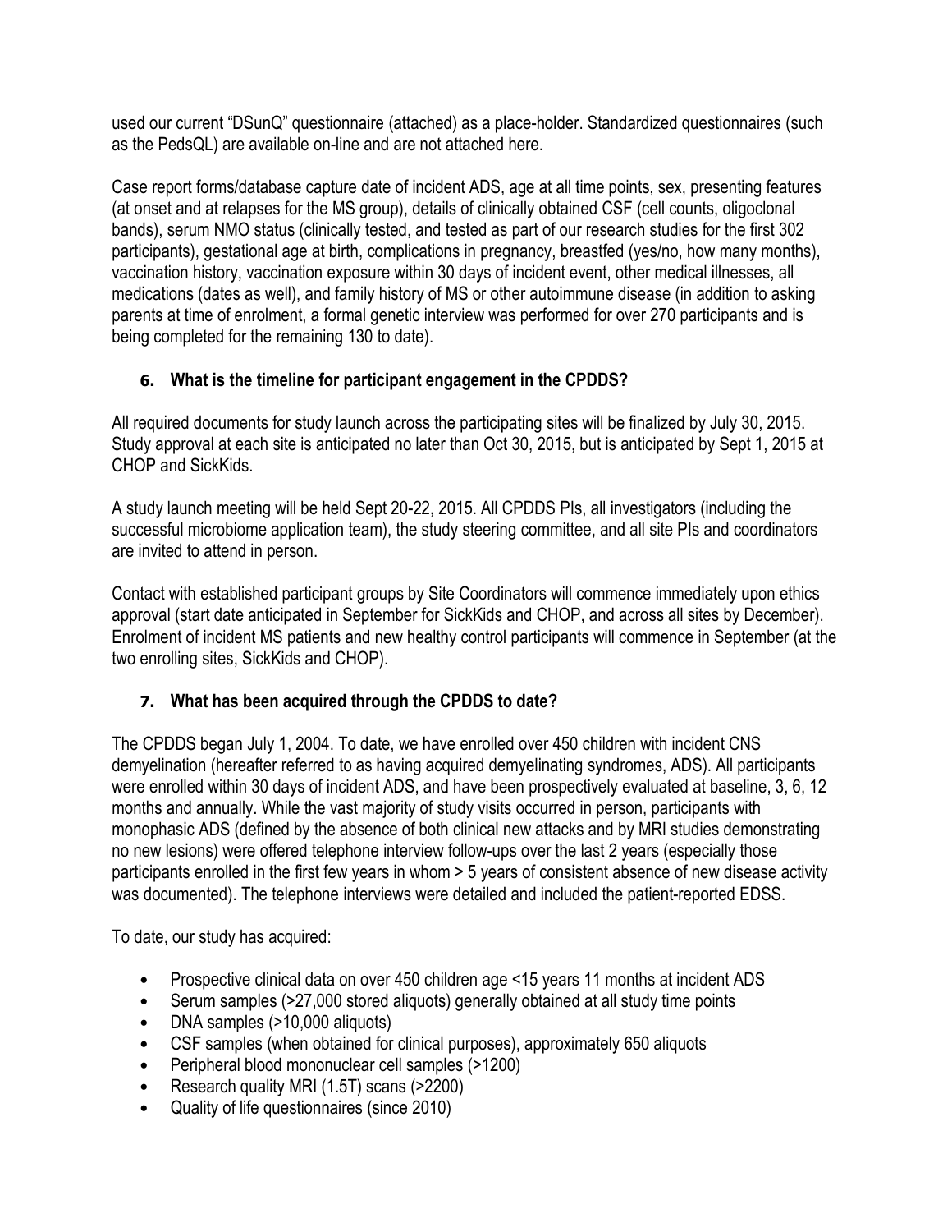used our current "DSunQ" questionnaire (attached) as a place-holder. Standardized questionnaires (such as the PedsQL) are available on-line and are not attached here.

Case report forms/database capture date of incident ADS, age at all time points, sex, presenting features (at onset and at relapses for the MS group), details of clinically obtained CSF (cell counts, oligoclonal bands), serum NMO status (clinically tested, and tested as part of our research studies for the first 302 participants), gestational age at birth, complications in pregnancy, breastfed (yes/no, how many months), vaccination history, vaccination exposure within 30 days of incident event, other medical illnesses, all medications (dates as well), and family history of MS or other autoimmune disease (in addition to asking parents at time of enrolment, a formal genetic interview was performed for over 270 participants and is being completed for the remaining 130 to date).

### 6. What is the timeline for participant engagement in the CPDDS?

All required documents for study launch across the participating sites will be finalized by July 30, 2015. Study approval at each site is anticipated no later than Oct 30, 2015, but is anticipated by Sept 1, 2015 at CHOP and SickKids.

A study launch meeting will be held Sept 20-22, 2015. All CPDDS PIs, all investigators (including the successful microbiome application team), the study steering committee, and all site PIs and coordinators are invited to attend in person.

Contact with established participant groups by Site Coordinators will commence immediately upon ethics approval (start date anticipated in September for SickKids and CHOP, and across all sites by December). Enrolment of incident MS patients and new healthy control participants will commence in September (at the two enrolling sites, SickKids and CHOP).

### 7. What has been acquired through the CPDDS to date?

The CPDDS began July 1, 2004. To date, we have enrolled over 450 children with incident CNS demyelination (hereafter referred to as having acquired demyelinating syndromes, ADS). All participants were enrolled within 30 days of incident ADS, and have been prospectively evaluated at baseline, 3, 6, 12 months and annually. While the vast majority of study visits occurred in person, participants with monophasic ADS (defined by the absence of both clinical new attacks and by MRI studies demonstrating no new lesions) were offered telephone interview follow-ups over the last 2 years (especially those participants enrolled in the first few years in whom > 5 years of consistent absence of new disease activity was documented). The telephone interviews were detailed and included the patient-reported EDSS.

To date, our study has acquired:

- Prospective clinical data on over 450 children age <15 years 11 months at incident ADS
- Serum samples (>27,000 stored aliquots) generally obtained at all study time points
- DNA samples (>10,000 aliquots)
- CSF samples (when obtained for clinical purposes), approximately 650 aliquots
- Peripheral blood mononuclear cell samples (>1200)
- Research quality MRI (1.5T) scans (>2200)
- Quality of life questionnaires (since 2010)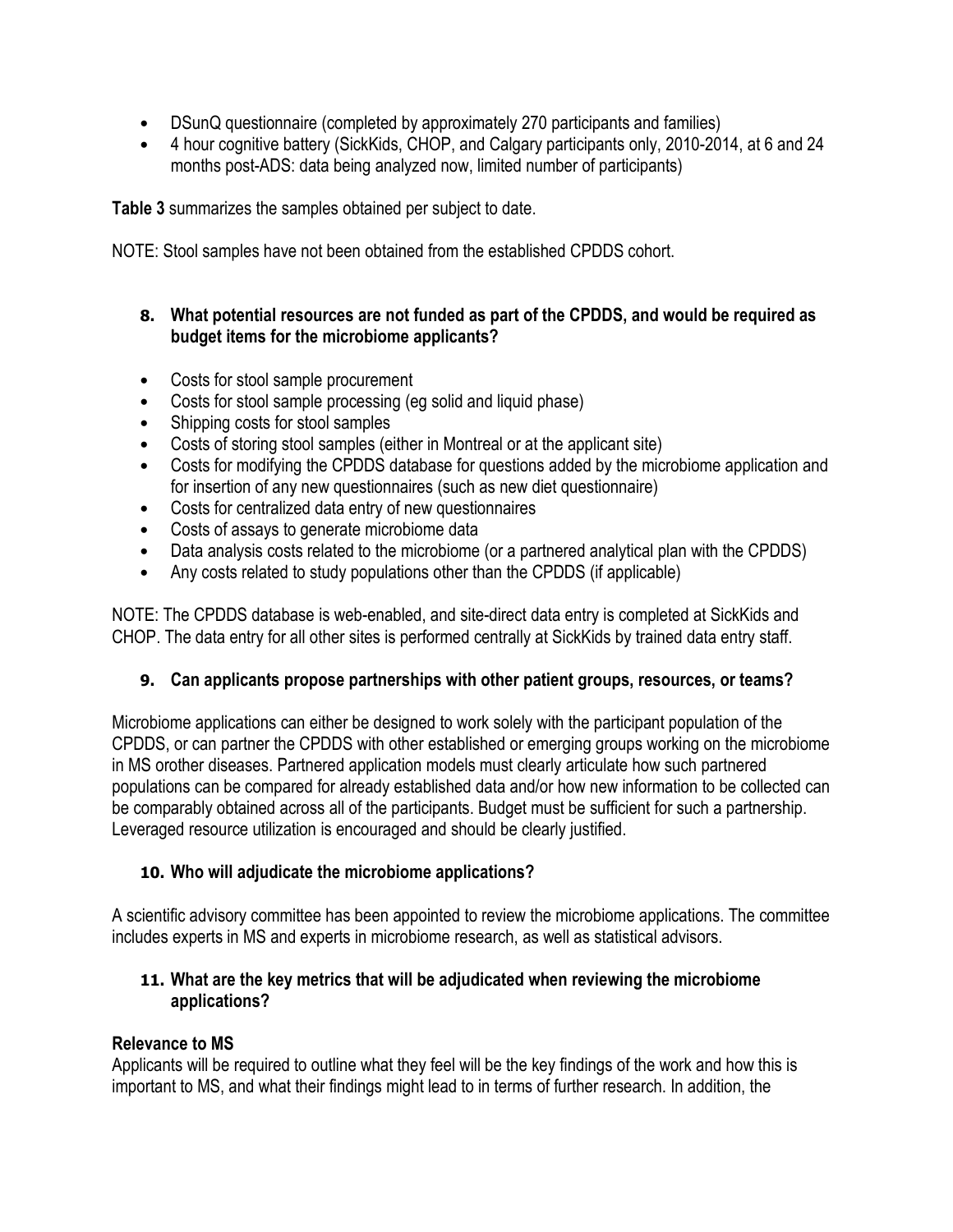- DSunQ questionnaire (completed by approximately 270 participants and families)
- 4 hour cognitive battery (SickKids, CHOP, and Calgary participants only, 2010-2014, at 6 and 24 months post-ADS: data being analyzed now, limited number of participants)

**Table 3** summarizes the samples obtained per subject to date.

NOTE: Stool samples have not been obtained from the established CPDDS cohort.

### 8. What potential resources are not funded as part of the CPDDS, and would be required as budget items for the microbiome applicants?

- Costs for stool sample procurement
- Costs for stool sample processing (eg solid and liquid phase)
- Shipping costs for stool samples
- Costs of storing stool samples (either in Montreal or at the applicant site)
- Costs for modifying the CPDDS database for questions added by the microbiome application and for insertion of any new questionnaires (such as new diet questionnaire)
- Costs for centralized data entry of new questionnaires
- Costs of assays to generate microbiome data
- Data analysis costs related to the microbiome (or a partnered analytical plan with the CPDDS)
- Any costs related to study populations other than the CPDDS (if applicable)

NOTE: The CPDDS database is web-enabled, and site-direct data entry is completed at SickKids and CHOP. The data entry for all other sites is performed centrally at SickKids by trained data entry staff.

### 9. Can applicants propose partnerships with other patient groups, resources, or teams?

Microbiome applications can either be designed to work solely with the participant population of the CPDDS, or can partner the CPDDS with other established or emerging groups working on the microbiome in MS orother diseases. Partnered application models must clearly articulate how such partnered populations can be compared for already established data and/or how new information to be collected can be comparably obtained across all of the participants. Budget must be sufficient for such a partnership. Leveraged resource utilization is encouraged and should be clearly justified.

### 10. Who will adjudicate the microbiome applications?

A scientific advisory committee has been appointed to review the microbiome applications. The committee includes experts in MS and experts in microbiome research, as well as statistical advisors.

### 11. What are the key metrics that will be adjudicated when reviewing the microbiome applications?

**Relevance to MS**

Applicants will be required to outline what they feel will be the key findings of the work and how this is important to MS, and what their findings might lead to in terms of further research. In addition, the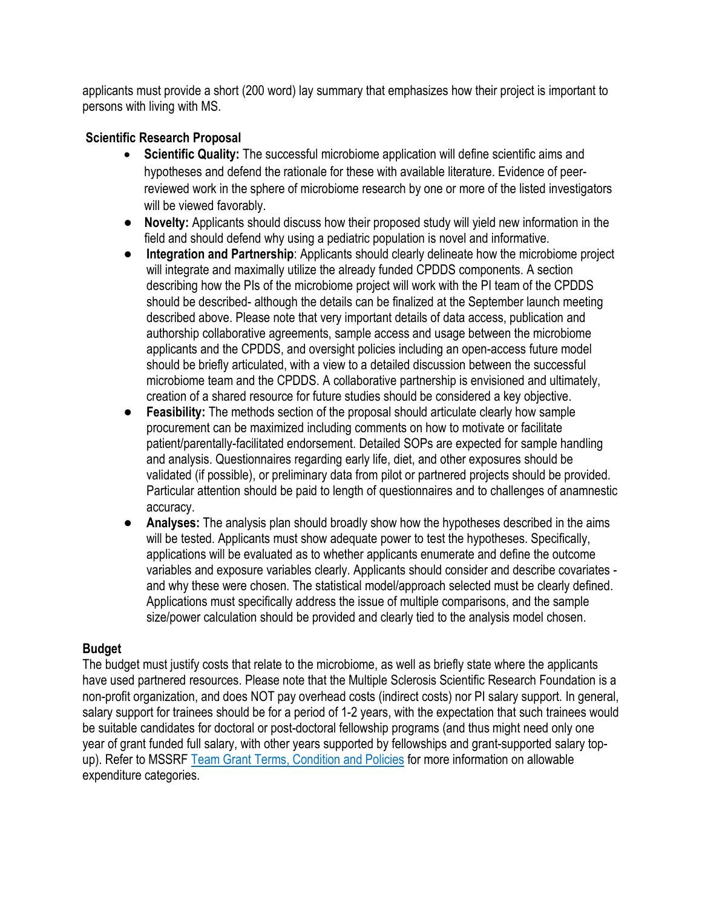applicants must provide a short (200 word) lay summary that emphasizes how their project is important to persons with living with MS.

## Scientific Research Proposal

- **Scientific Quality:** The successful microbiome application will define scientific aims and hypotheses and defend the rationale for these with available literature. Evidence of peer-reviewed work in the sphere of microbiome research by one or more of the listed investigators will be viewed favorably.
- **Novelty:** Applicants should discuss how their proposed study will yield new information in the field and should defend why using a pediatric population is novel and informative.
- **Integration and Partnership**: Applicants should clearly delineate how the microbiome project will integrate and maximally utilize the already funded CPDDS components. A section describing how the PIs of the microbiome project will work with the PI team of the CPDDS should be described- although the details can be finalized at the September launch meeting described above. Please note that very important details of data access, publication and authorship collaborative agreements, sample access and usage between the microbiome applicants and the CPDDS, and oversight policies including an open-access future model should be briefly articulated, with a view to a detailed discussion between the successful microbiome team and the CPDDS. A collaborative partnership is envisioned and ultimately, creation of a shared resource for future studies should be considered a key objective.
- **Feasibility:** The methods section of the proposal should articulate clearly how sample procurement can be maximized including comments on how to motivate or facilitate patient/parentally-facilitated endorsement. Detailed SOPs are expected for sample handling and analysis. Questionnaires regarding early life, diet, and other exposures should be validated (if possible), or preliminary data from pilot or partnered projects should be provided. Particular attention should be paid to length of questionnaires and to challenges of anamnestic accuracy.
- **Analyses:** The analysis plan should broadly show how the hypotheses described in the aims will be tested. Applicants must show adequate power to test the hypotheses. Specifically, applications will be evaluated as to whether applicants enumerate and define the outcome variables and exposure variables clearly. Applicants should consider and describe covariates - and why these were chosen. The statistical model/approach selected must be clearly defined. Applications must specifically address the issue of multiple comparisons, and the sample size/power calculation should be provided and clearly tied to the analysis model chosen.

## Budget

The budget must justify costs that relate to the microbiome, as well as briefly state where the applicants have used partnered resources. Please note that the Multiple Sclerosis Scientific Research Foundation is a non-profit organization, and does NOT pay overhead costs (indirect costs) nor PI salary support. In general, salary support for trainees should be for a period of 1-2 years, with the expectation that such trainees would be suitable candidates for doctoral or post-doctoral fellowship programs (and thus might need only one year of grant funded full salary, with other years supported by fellowships and grant-supported salary top-up). Refer to MSSRF Team Grant Terms, Condition and Policies for more information on allowable expenditure categories.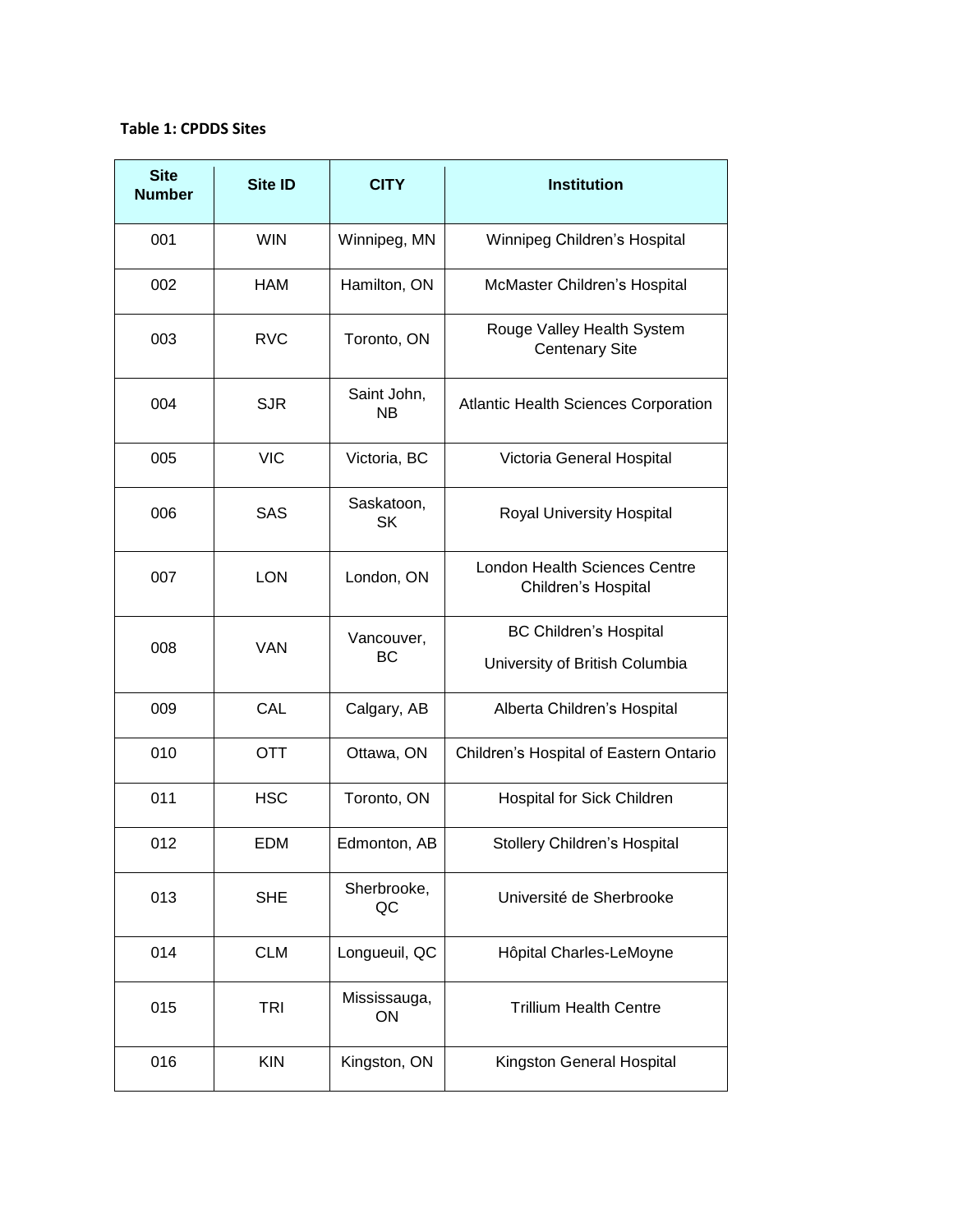**Table 1: CPDDS Sites**

| Site Number | Site ID | CITY | Institution |
|---|---|---|---|
| 001 | WIN | Winnipeg, MN | Winnipeg Children's Hospital |
| 002 | HAM | Hamilton, ON | McMaster Children's Hospital |
| 003 | RVC | Toronto, ON | Rouge Valley Health System Centenary Site |
| 004 | SJR | Saint John, NB | Atlantic Health Sciences Corporation |
| 005 | VIC | Victoria, BC | Victoria General Hospital |
| 006 | SAS | Saskatoon, SK | Royal University Hospital |
| 007 | LON | London, ON | London Health Sciences Centre Children's Hospital |
| 008 | VAN | Vancouver, BC | BC Children's Hospital<br>University of British Columbia |
| 009 | CAL | Calgary, AB | Alberta Children's Hospital |
| 010 | OTT | Ottawa, ON | Children's Hospital of Eastern Ontario |
| 011 | HSC | Toronto, ON | Hospital for Sick Children |
| 012 | EDM | Edmonton, AB | Stollery Children's Hospital |
| 013 | SHE | Sherbrooke, QC | Université de Sherbrooke |
| 014 | CLM | Longueuil, QC | Hôpital Charles-LeMoyne |
| 015 | TRI | Mississauga, ON | Trillium Health Centre |
| 016 | KIN | Kingston, ON | Kingston General Hospital |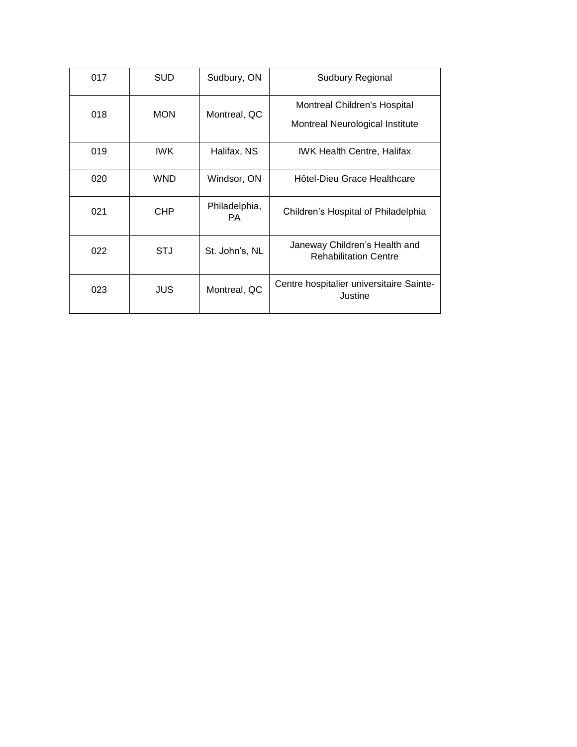| 017 | SUD | Sudbury, ON | Sudbury Regional |
|---|---|---|---|
| 018 | MON | Montreal, QC | Montreal Children's Hospital<br>Montreal Neurological Institute |
| 019 | IWK | Halifax, NS | IWK Health Centre, Halifax |
| 020 | WND | Windsor, ON | Hôtel-Dieu Grace Healthcare |
| 021 | CHP | Philadelphia, PA | Children’s Hospital of Philadelphia |
| 022 | STJ | St. John’s, NL | Janeway Children’s Health and Rehabilitation Centre |
| 023 | JUS | Montreal, QC | Centre hospitalier universitaire Sainte-Justine |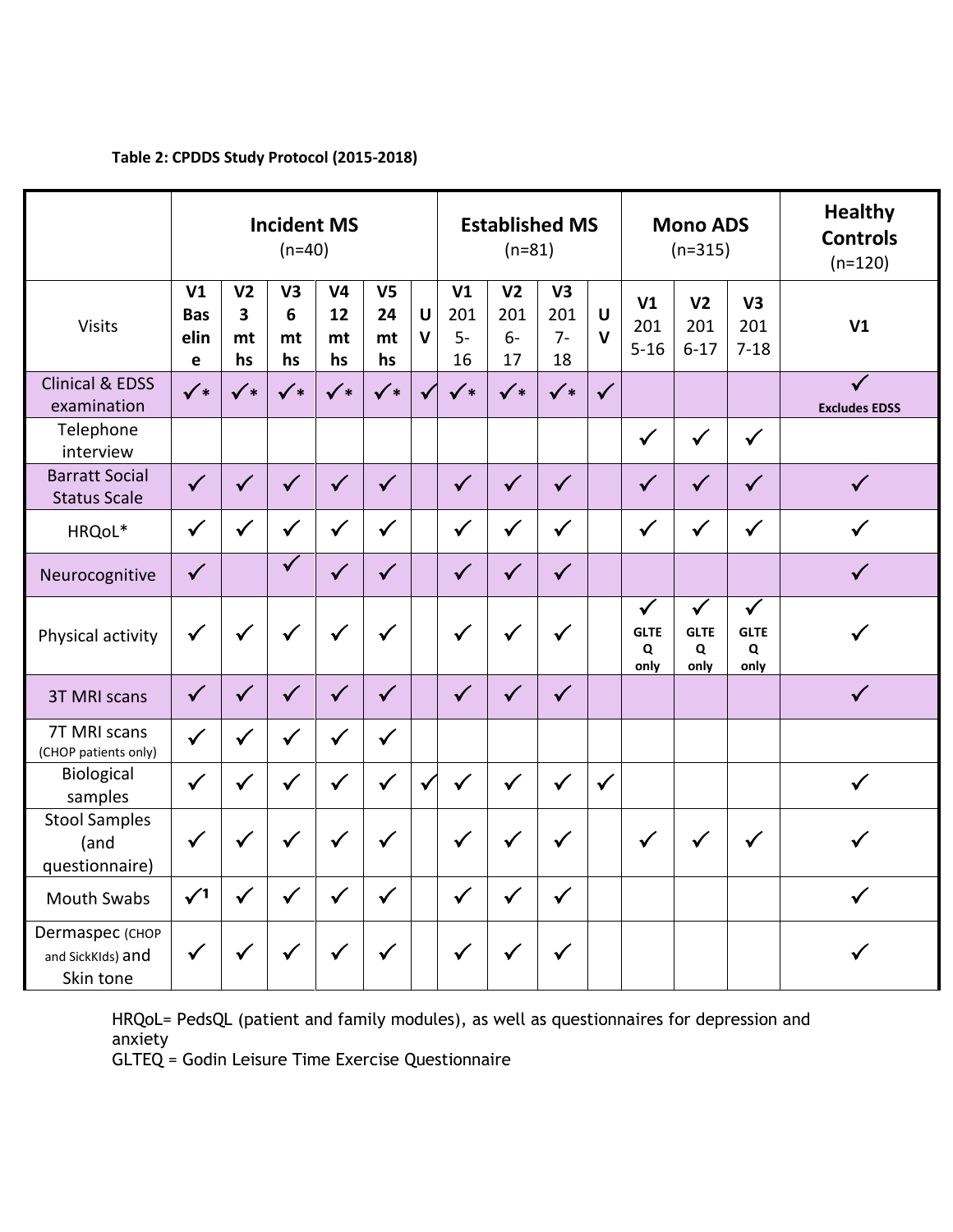**Table 2: CPDDS Study Protocol (2015-2018)**

| | Incident MS (n=40) | | | | | | Established MS (n=81) | | | | Mono ADS (n=315) | | | Healthy Controls (n=120) |
|---|---|---|---|---|---|---|---|---|---|---|---|---|---|---|
| Visits | V1 Baseline | V2 3 mths | V3 6 mths | V4 12 mths | V5 24 mths | UV | V1 2015-16 | V2 2016-17 | V3 2017-18 | UV | V1 2015-16 | V2 2016-17 | V3 2017-18 | V1 |
| Clinical & EDSS examination | ✓* | ✓* | ✓* | ✓* | ✓* | ✓ | ✓* | ✓* | ✓* | ✓ | | | | ✓ Excludes EDSS |
| Telephone interview | | | | | | | | | | | ✓ | ✓ | ✓ | |
| Barratt Social Status Scale | ✓ | ✓ | ✓ | ✓ | ✓ | | ✓ | ✓ | ✓ | | ✓ | ✓ | ✓ | ✓ |
| HRQoL* | ✓ | ✓ | ✓ | ✓ | ✓ | | ✓ | ✓ | ✓ | | ✓ | ✓ | ✓ | ✓ |
| Neurocognitive | ✓ | | ✓ | ✓ | ✓ | | ✓ | ✓ | ✓ | | | | | ✓ |
| Physical activity | ✓ | ✓ | ✓ | ✓ | ✓ | | ✓ | ✓ | ✓ | | ✓ GLTEQ only | ✓ GLTEQ only | ✓ GLTEQ only | ✓ |
| 3T MRI scans | ✓ | ✓ | ✓ | ✓ | ✓ | | ✓ | ✓ | ✓ | | | | | ✓ |
| 7T MRI scans (CHOP patients only) | ✓ | ✓ | ✓ | ✓ | ✓ | | | | | | | | | |
| Biological samples | ✓ | ✓ | ✓ | ✓ | ✓ | ✓ | ✓ | ✓ | ✓ | ✓ | | | | ✓ |
| Stool Samples (and questionnaire) | ✓ | ✓ | ✓ | ✓ | ✓ | | ✓ | ✓ | ✓ | | ✓ | ✓ | ✓ | ✓ |
| Mouth Swabs | ✓[1] | ✓ | ✓ | ✓ | ✓ | | ✓ | ✓ | ✓ | | | | | ✓ |
| Dermaspec (CHOP and SickKIds) and Skin tone | ✓ | ✓ | ✓ | ✓ | ✓ | | ✓ | ✓ | ✓ | | | | | ✓ |

HRQoL= PedsQL (patient and family modules), as well as questionnaires for depression and anxiety

GLTEQ = Godin Leisure Time Exercise Questionnaire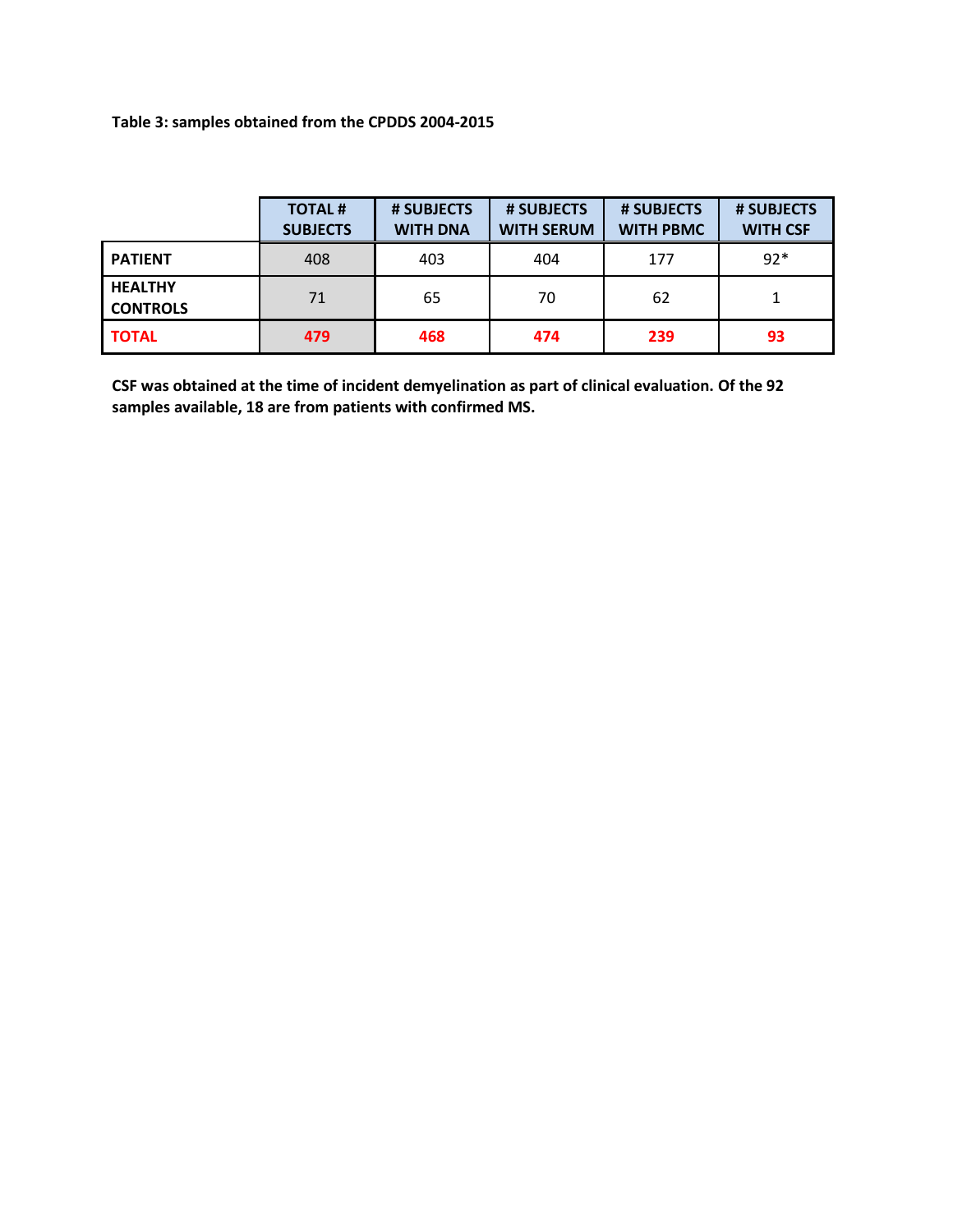**Table 3: samples obtained from the CPDDS 2004-2015**

| | TOTAL # SUBJECTS | # SUBJECTS WITH DNA | # SUBJECTS WITH SERUM | # SUBJECTS WITH PBMC | # SUBJECTS WITH CSF |
|---|---|---|---|---|---|
| **PATIENT** | 408 | 403 | 404 | 177 | 92* |
| **HEALTHY CONTROLS** | 71 | 65 | 70 | 62 | 1 |
| **TOTAL** | **479** | **468** | **474** | **239** | **93** |

**CSF was obtained at the time of incident demyelination as part of clinical evaluation. Of the 92 samples available, 18 are from patients with confirmed MS.**